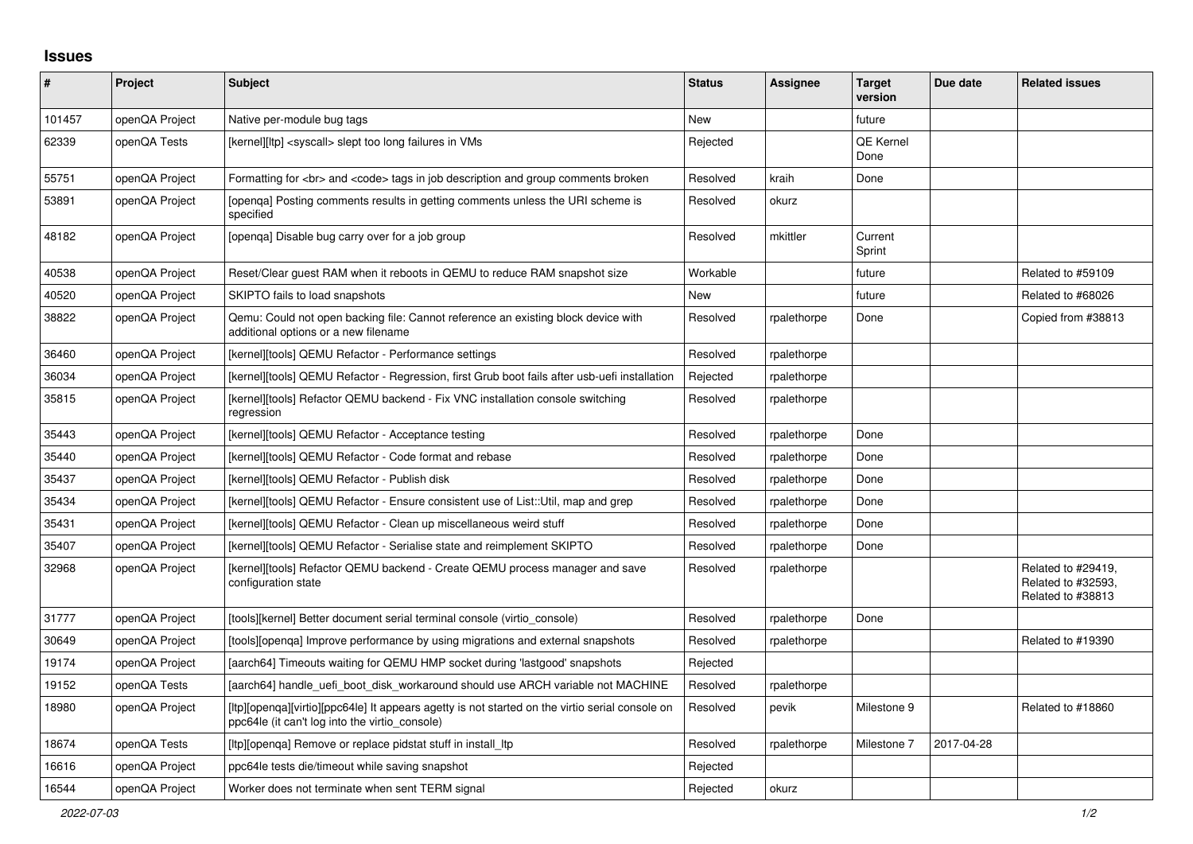# Issues

| # | Project | Subject | Status | Assignee | Target version | Due date | Related issues |
|---|---|---|---|---|---|---|---|
| 101457 | openQA Project | Native per-module bug tags | New | | future | | |
| 62339 | openQA Tests | [kernel][ltp] <syscall> slept too long failures in VMs | Rejected | | QE Kernel Done | | |
| 55751 | openQA Project | Formatting for <br> and <code> tags in job description and group comments broken | Resolved | kraih | Done | | |
| 53891 | openQA Project | [openqa] Posting comments results in getting comments unless the URI scheme is specified | Resolved | okurz | | | |
| 48182 | openQA Project | [openqa] Disable bug carry over for a job group | Resolved | mkittler | Current Sprint | | |
| 40538 | openQA Project | Reset/Clear guest RAM when it reboots in QEMU to reduce RAM snapshot size | Workable | | future | | Related to #59109 |
| 40520 | openQA Project | SKIPTO fails to load snapshots | New | | future | | Related to #68026 |
| 38822 | openQA Project | Qemu: Could not open backing file: Cannot reference an existing block device with additional options or a new filename | Resolved | rpalethorpe | Done | | Copied from #38813 |
| 36460 | openQA Project | [kernel][tools] QEMU Refactor - Performance settings | Resolved | rpalethorpe | | | |
| 36034 | openQA Project | [kernel][tools] QEMU Refactor - Regression, first Grub boot fails after usb-uefi installation | Rejected | rpalethorpe | | | |
| 35815 | openQA Project | [kernel][tools] Refactor QEMU backend - Fix VNC installation console switching regression | Resolved | rpalethorpe | | | |
| 35443 | openQA Project | [kernel][tools] QEMU Refactor - Acceptance testing | Resolved | rpalethorpe | Done | | |
| 35440 | openQA Project | [kernel][tools] QEMU Refactor - Code format and rebase | Resolved | rpalethorpe | Done | | |
| 35437 | openQA Project | [kernel][tools] QEMU Refactor - Publish disk | Resolved | rpalethorpe | Done | | |
| 35434 | openQA Project | [kernel][tools] QEMU Refactor - Ensure consistent use of List::Util, map and grep | Resolved | rpalethorpe | Done | | |
| 35431 | openQA Project | [kernel][tools] QEMU Refactor - Clean up miscellaneous weird stuff | Resolved | rpalethorpe | Done | | |
| 35407 | openQA Project | [kernel][tools] QEMU Refactor - Serialise state and reimplement SKIPTO | Resolved | rpalethorpe | Done | | |
| 32968 | openQA Project | [kernel][tools] Refactor QEMU backend - Create QEMU process manager and save configuration state | Resolved | rpalethorpe | | | Related to #29419, Related to #32593, Related to #38813 |
| 31777 | openQA Project | [tools][kernel] Better document serial terminal console (virtio_console) | Resolved | rpalethorpe | Done | | |
| 30649 | openQA Project | [tools][openqa] Improve performance by using migrations and external snapshots | Resolved | rpalethorpe | | | Related to #19390 |
| 19174 | openQA Project | [aarch64] Timeouts waiting for QEMU HMP socket during 'lastgood' snapshots | Rejected | | | | |
| 19152 | openQA Tests | [aarch64] handle_uefi_boot_disk_workaround should use ARCH variable not MACHINE | Resolved | rpalethorpe | | | |
| 18980 | openQA Project | [ltp][openqa][virtio][ppc64le] It appears agetty is not started on the virtio serial console on ppc64le (it can't log into the virtio_console) | Resolved | pevik | Milestone 9 | | Related to #18860 |
| 18674 | openQA Tests | [ltp][openqa] Remove or replace pidstat stuff in install_ltp | Resolved | rpalethorpe | Milestone 7 | 2017-04-28 | |
| 16616 | openQA Project | ppc64le tests die/timeout while saving snapshot | Rejected | | | | |
| 16544 | openQA Project | Worker does not terminate when sent TERM signal | Rejected | okurz | | | |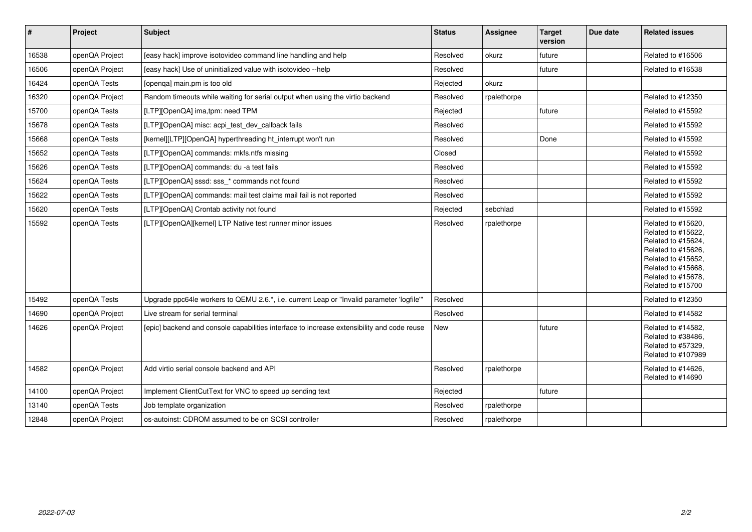| # | Project | Subject | Status | Assignee | Target version | Due date | Related issues |
| --- | --- | --- | --- | --- | --- | --- | --- |
| 16538 | openQA Project | [easy hack] improve isotovideo command line handling and help | Resolved | okurz | future | | Related to #16506 |
| 16506 | openQA Project | [easy hack] Use of uninitialized value with isotovideo --help | Resolved | | future | | Related to #16538 |
| 16424 | openQA Tests | [openqa] main.pm is too old | Rejected | okurz | | | |
| 16320 | openQA Project | Random timeouts while waiting for serial output when using the virtio backend | Resolved | rpalethorpe | | | Related to #12350 |
| 15700 | openQA Tests | [LTP][OpenQA] ima,tpm: need TPM | Rejected | | future | | Related to #15592 |
| 15678 | openQA Tests | [LTP][OpenQA] misc: acpi_test_dev_callback fails | Resolved | | | | Related to #15592 |
| 15668 | openQA Tests | [kernel][LTP][OpenQA] hyperthreading ht_interrupt won't run | Resolved | | Done | | Related to #15592 |
| 15652 | openQA Tests | [LTP][OpenQA] commands: mkfs.ntfs missing | Closed | | | | Related to #15592 |
| 15626 | openQA Tests | [LTP][OpenQA] commands: du -a test fails | Resolved | | | | Related to #15592 |
| 15624 | openQA Tests | [LTP][OpenQA] sssd: sss_* commands not found | Resolved | | | | Related to #15592 |
| 15622 | openQA Tests | [LTP][OpenQA] commands: mail test claims mail fail is not reported | Resolved | | | | Related to #15592 |
| 15620 | openQA Tests | [LTP][OpenQA] Crontab activity not found | Rejected | sebchlad | | | Related to #15592 |
| 15592 | openQA Tests | [LTP][OpenQA][kernel] LTP Native test runner minor issues | Resolved | rpalethorpe | | | Related to #15620, Related to #15622, Related to #15624, Related to #15626, Related to #15652, Related to #15668, Related to #15678, Related to #15700 |
| 15492 | openQA Tests | Upgrade ppc64le workers to QEMU 2.6.*, i.e. current Leap or "Invalid parameter 'logfile'" | Resolved | | | | Related to #12350 |
| 14690 | openQA Project | Live stream for serial terminal | Resolved | | | | Related to #14582 |
| 14626 | openQA Project | [epic] backend and console capabilities interface to increase extensibility and code reuse | New | | future | | Related to #14582, Related to #38486, Related to #57329, Related to #107989 |
| 14582 | openQA Project | Add virtio serial console backend and API | Resolved | rpalethorpe | | | Related to #14626, Related to #14690 |
| 14100 | openQA Project | Implement ClientCutText for VNC to speed up sending text | Rejected | | future | | |
| 13140 | openQA Tests | Job template organization | Resolved | rpalethorpe | | | |
| 12848 | openQA Project | os-autoinst: CDROM assumed to be on SCSI controller | Resolved | rpalethorpe | | | |